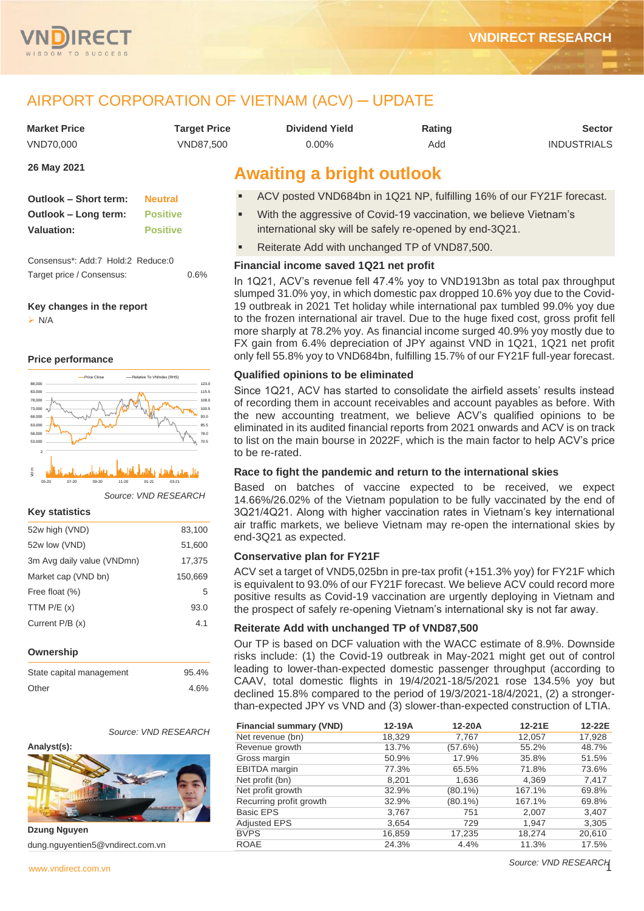VNDIRECT RESEARCH

# AIRPORT CORPORATION OF VIETNAM (ACV) – UPDATE

| Market Price | Target Price | Dividend Yield | Rating | Sector |
|---|---|---|---|---|
| VND70,000 | VND87,500 | 0.00% | Add | INDUSTRIALS |

**26 May 2021**

| | |
|---|---|
| **Outlook – Short term:** | Neutral |
| **Outlook – Long term:** | Positive |
| **Valuation:** | Positive |

Consensus*: Add:7 Hold:2 Reduce:0

Target price / Consensus: 0.6%

**Key changes in the report**

- N/A

**Price performance**

*Source: VND RESEARCH*

**Key statistics**

| | |
|---|---|
| 52w high (VND) | 83,100 |
| 52w low (VND) | 51,600 |
| 3m Avg daily value (VNDmn) | 17,375 |
| Market cap (VND bn) | 150,669 |
| Free float (%) | 5 |
| TTM P/E (x) | 93.0 |
| Current P/B (x) | 4.1 |

**Ownership**

| | |
|---|---|
| State capital management | 95.4% |
| Other | 4.6% |

*Source: VND RESEARCH*

**Analyst(s):**

**Dzung Nguyen**

dung.nguyentien5@vndirect.com.vn

## Awaiting a bright outlook

- ACV posted VND684bn in 1Q21 NP, fulfilling 16% of our FY21F forecast.
- With the aggressive of Covid-19 vaccination, we believe Vietnam's international sky will be safely re-opened by end-3Q21.
- Reiterate Add with unchanged TP of VND87,500.

### Financial income saved 1Q21 net profit

In 1Q21, ACV's revenue fell 47.4% yoy to VND1913bn as total pax throughput slumped 31.0% yoy, in which domestic pax dropped 10.6% yoy due to the Covid-19 outbreak in 2021 Tet holiday while international pax tumbled 99.0% yoy due to the frozen international air travel. Due to the huge fixed cost, gross profit fell more sharply at 78.2% yoy. As financial income surged 40.9% yoy mostly due to FX gain from 6.4% depreciation of JPY against VND in 1Q21, ACV's net profit only fell 55.8% yoy to VND684bn, fulfilling 15.7% of our FY21F full-year forecast.

### Qualified opinions to be eliminated

Since 1Q21, ACV has started to consolidate the airfield assets' results instead of recording them in account receivables and account payables as before. With the new accounting treatment, we believe ACV's qualified opinions to be eliminated in its audited financial reports from 2021 onwards and ACV is on track to list on the main bourse in 2022F, which is the main factor to help ACV's price to be re-rated.

### Race to fight the pandemic and return to the international skies

Based on batches of vaccine expected to be received, we expect 14.66%/26.02% of the Vietnam population to be fully vaccinated by the end of 3Q21/4Q21. Along with higher vaccination rates in Vietnam's key international air traffic markets, we believe Vietnam may re-open the international skies by end-3Q21 as expected.

### Conservative plan for FY21F

ACV set a target of VND5,025bn in pre-tax profit (+151.3% yoy) for FY21F which is equivalent to 93.0% of our FY21F forecast. We believe ACV could record more positive results as Covid-19 vaccination are urgently deploying in Vietnam and the prospect of safely re-opening Vietnam's international sky is not far away.

### Reiterate Add with unchanged TP of VND87,500

Our TP is based on DCF valuation with the WACC estimate of 8.9%. Downside risks include: (1) the Covid-19 outbreak in May-2021 might get out of control leading to lower-than-expected domestic passenger throughput (according to CAAV, total domestic flights in 19/4/2021-18/5/2021 rose 134.5% yoy but declined 15.8% compared to the period of 19/3/2021-18/4/2021, (2) a stronger-than-expected JPY vs VND and (3) slower-than-expected construction of LTIA.

| Financial summary (VND) | 12-19A | 12-20A | 12-21E | 12-22E |
|---|---|---|---|---|
| Net revenue (bn) | 18,329 | 7,767 | 12,057 | 17,928 |
| Revenue growth | 13.7% | (57.6%) | 55.2% | 48.7% |
| Gross margin | 50.9% | 17.9% | 35.8% | 51.5% |
| EBITDA margin | 77.3% | 65.5% | 71.8% | 73.6% |
| Net profit (bn) | 8,201 | 1,636 | 4,369 | 7,417 |
| Net profit growth | 32.9% | (80.1%) | 167.1% | 69.8% |
| Recurring profit growth | 32.9% | (80.1%) | 167.1% | 69.8% |
| Basic EPS | 3,767 | 751 | 2,007 | 3,407 |
| Adjusted EPS | 3,654 | 729 | 1,947 | 3,305 |
| BVPS | 16,859 | 17,235 | 18,274 | 20,610 |
| ROAE | 24.3% | 4.4% | 11.3% | 17.5% |

*Source: VND RESEARCH*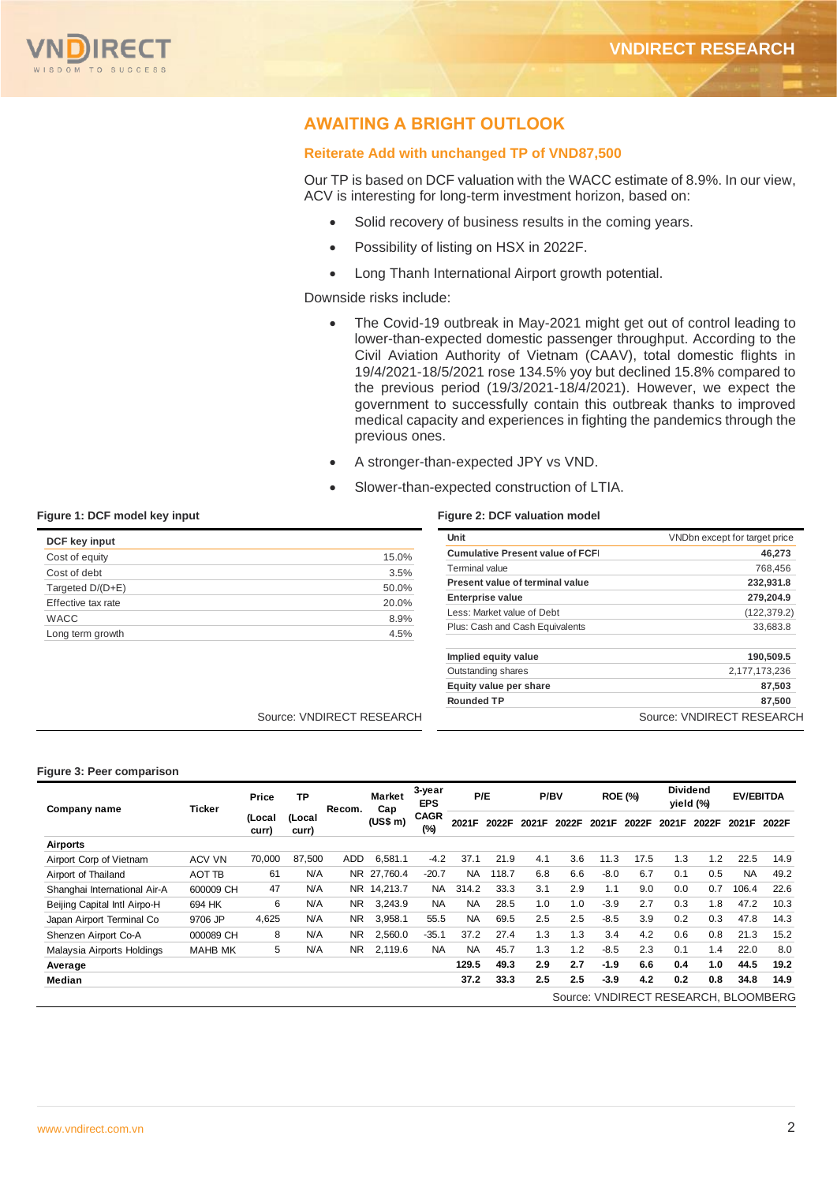## AWAITING A BRIGHT OUTLOOK

### Reiterate Add with unchanged TP of VND87,500

Our TP is based on DCF valuation with the WACC estimate of 8.9%. In our view, ACV is interesting for long-term investment horizon, based on:

- Solid recovery of business results in the coming years.
- Possibility of listing on HSX in 2022F.
- Long Thanh International Airport growth potential.

Downside risks include:

- The Covid-19 outbreak in May-2021 might get out of control leading to lower-than-expected domestic passenger throughput. According to the Civil Aviation Authority of Vietnam (CAAV), total domestic flights in 19/4/2021-18/5/2021 rose 134.5% yoy but declined 15.8% compared to the previous period (19/3/2021-18/4/2021). However, we expect the government to successfully contain this outbreak thanks to improved medical capacity and experiences in fighting the pandemics through the previous ones.
- A stronger-than-expected JPY vs VND.
- Slower-than-expected construction of LTIA.

**Figure 1: DCF model key input**

| DCF key input | |
|---|---|
| Cost of equity | 15.0% |
| Cost of debt | 3.5% |
| Targeted D/(D+E) | 50.0% |
| Effective tax rate | 20.0% |
| WACC | 8.9% |
| Long term growth | 4.5% |

Source: VNDIRECT RESEARCH

**Figure 2: DCF valuation model**

| Unit | VNDbn except for target price |
|---|---|
| **Cumulative Present value of FCFF** | **46,273** |
| Terminal value | 768,456 |
| **Present value of terminal value** | **232,931.8** |
| **Enterprise value** | **279,204.9** |
| Less: Market value of Debt | (122,379.2) |
| Plus: Cash and Cash Equivalents | 33,683.8 |
| | |
| **Implied equity value** | **190,509.5** |
| Outstanding shares | 2,177,173,236 |
| **Equity value per share** | **87,503** |
| **Rounded TP** | **87,500** |

Source: VNDIRECT RESEARCH

**Figure 3: Peer comparison**

| Company name | Ticker | Price (Local curr) | TP (Local curr) | Recom. | Market Cap (US$ m) | 3-year EPS CAGR (%) | P/E | | P/BV | | ROE (%) | | Dividend yield (%) | | EV/EBITDA | |
|---|---|---|---|---|---|---|---|---|---|---|---|---|---|---|---|---|
| | | | | | | | 2021F | 2022F | 2021F | 2022F | 2021F | 2022F | 2021F | 2022F | 2021F | 2022F |
| **Airports** | | | | | | | | | | | | | | | | |
| Airport Corp of Vietnam | ACV VN | 70,000 | 87,500 | ADD | 6,581.1 | -4.2 | 37.1 | 21.9 | 4.1 | 3.6 | 11.3 | 17.5 | 1.3 | 1.2 | 22.5 | 14.9 |
| Airport of Thailand | AOT TB | 61 | N/A | NR | 27,760.4 | -20.7 | NA | 118.7 | 6.8 | 6.6 | -8.0 | 6.7 | 0.1 | 0.5 | NA | 49.2 |
| Shanghai International Air-A | 600009 CH | 47 | N/A | NR | 14,213.7 | NA | 314.2 | 33.3 | 3.1 | 2.9 | 1.1 | 9.0 | 0.0 | 0.7 | 106.4 | 22.6 |
| Beijing Capital Intl Airpo-H | 694 HK | 6 | N/A | NR | 3,243.9 | NA | NA | 28.5 | 1.0 | 1.0 | -3.9 | 2.7 | 0.3 | 1.8 | 47.2 | 10.3 |
| Japan Airport Terminal Co | 9706 JP | 4,625 | N/A | NR | 3,958.1 | 55.5 | NA | 69.5 | 2.5 | 2.5 | -8.5 | 3.9 | 0.2 | 0.3 | 47.8 | 14.3 |
| Shenzen Airport Co-A | 000089 CH | 8 | N/A | NR | 2,560.0 | -35.1 | 37.2 | 27.4 | 1.3 | 1.3 | 3.4 | 4.2 | 0.6 | 0.8 | 21.3 | 15.2 |
| Malaysia Airports Holdings | MAHB MK | 5 | N/A | NR | 2,119.6 | NA | NA | 45.7 | 1.3 | 1.2 | -8.5 | 2.3 | 0.1 | 1.4 | 22.0 | 8.0 |
| **Average** | | | | | | | **129.5** | **49.3** | **2.9** | **2.7** | **-1.9** | **6.6** | **0.4** | **1.0** | **44.5** | **19.2** |
| **Median** | | | | | | | **37.2** | **33.3** | **2.5** | **2.5** | **-3.9** | **4.2** | **0.2** | **0.8** | **34.8** | **14.9** |

Source: VNDIRECT RESEARCH, BLOOMBERG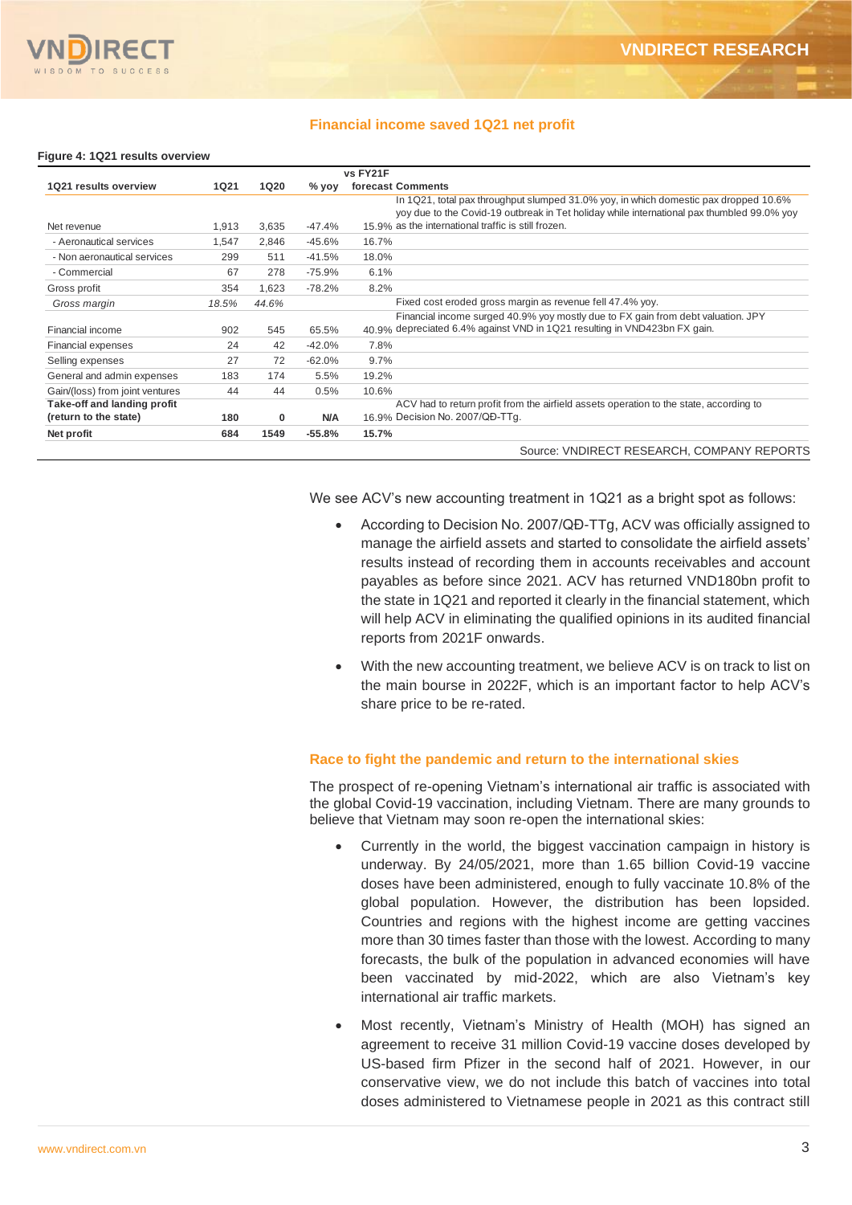## Financial income saved 1Q21 net profit

**Figure 4: 1Q21 results overview**

| 1Q21 results overview | 1Q21 | 1Q20 | % yoy | vs FY21F forecast | Comments |
|---|---|---|---|---|---|
| Net revenue | 1,913 | 3,635 | -47.4% | 15.9% | In 1Q21, total pax throughput slumped 31.0% yoy, in which domestic pax dropped 10.6% yoy due to the Covid-19 outbreak in Tet holiday while international pax thumbled 99.0% yoy as the international traffic is still frozen. |
| - Aeronautical services | 1,547 | 2,846 | -45.6% | 16.7% | |
| - Non aeronautical services | 299 | 511 | -41.5% | 18.0% | |
| - Commercial | 67 | 278 | -75.9% | 6.1% | |
| Gross profit | 354 | 1,623 | -78.2% | 8.2% | |
| *Gross margin* | *18.5%* | *44.6%* | | | Fixed cost eroded gross margin as revenue fell 47.4% yoy. |
| Financial income | 902 | 545 | 65.5% | 40.9% | Financial income surged 40.9% yoy mostly due to FX gain from debt valuation. JPY depreciated 6.4% against VND in 1Q21 resulting in VND423bn FX gain. |
| Financial expenses | 24 | 42 | -42.0% | 7.8% | |
| Selling expenses | 27 | 72 | -62.0% | 9.7% | |
| General and admin expenses | 183 | 174 | 5.5% | 19.2% | |
| Gain/(loss) from joint ventures | 44 | 44 | 0.5% | 10.6% | |
| **Take-off and landing profit (return to the state)** | **180** | **0** | **N/A** | 16.9% | ACV had to return profit from the airfield assets operation to the state, according to Decision No. 2007/QĐ-TTg. |
| **Net profit** | **684** | **1549** | **-55.8%** | **15.7%** | |

Source: VNDIRECT RESEARCH, COMPANY REPORTS

We see ACV's new accounting treatment in 1Q21 as a bright spot as follows:

- According to Decision No. 2007/QĐ-TTg, ACV was officially assigned to manage the airfield assets and started to consolidate the airfield assets' results instead of recording them in accounts receivables and account payables as before since 2021. ACV has returned VND180bn profit to the state in 1Q21 and reported it clearly in the financial statement, which will help ACV in eliminating the qualified opinions in its audited financial reports from 2021F onwards.
- With the new accounting treatment, we believe ACV is on track to list on the main bourse in 2022F, which is an important factor to help ACV's share price to be re-rated.

## Race to fight the pandemic and return to the international skies

The prospect of re-opening Vietnam's international air traffic is associated with the global Covid-19 vaccination, including Vietnam. There are many grounds to believe that Vietnam may soon re-open the international skies:

- Currently in the world, the biggest vaccination campaign in history is underway. By 24/05/2021, more than 1.65 billion Covid-19 vaccine doses have been administered, enough to fully vaccinate 10.8% of the global population. However, the distribution has been lopsided. Countries and regions with the highest income are getting vaccines more than 30 times faster than those with the lowest. According to many forecasts, the bulk of the population in advanced economies will have been vaccinated by mid-2022, which are also Vietnam's key international air traffic markets.
- Most recently, Vietnam's Ministry of Health (MOH) has signed an agreement to receive 31 million Covid-19 vaccine doses developed by US-based firm Pfizer in the second half of 2021. However, in our conservative view, we do not include this batch of vaccines into total doses administered to Vietnamese people in 2021 as this contract still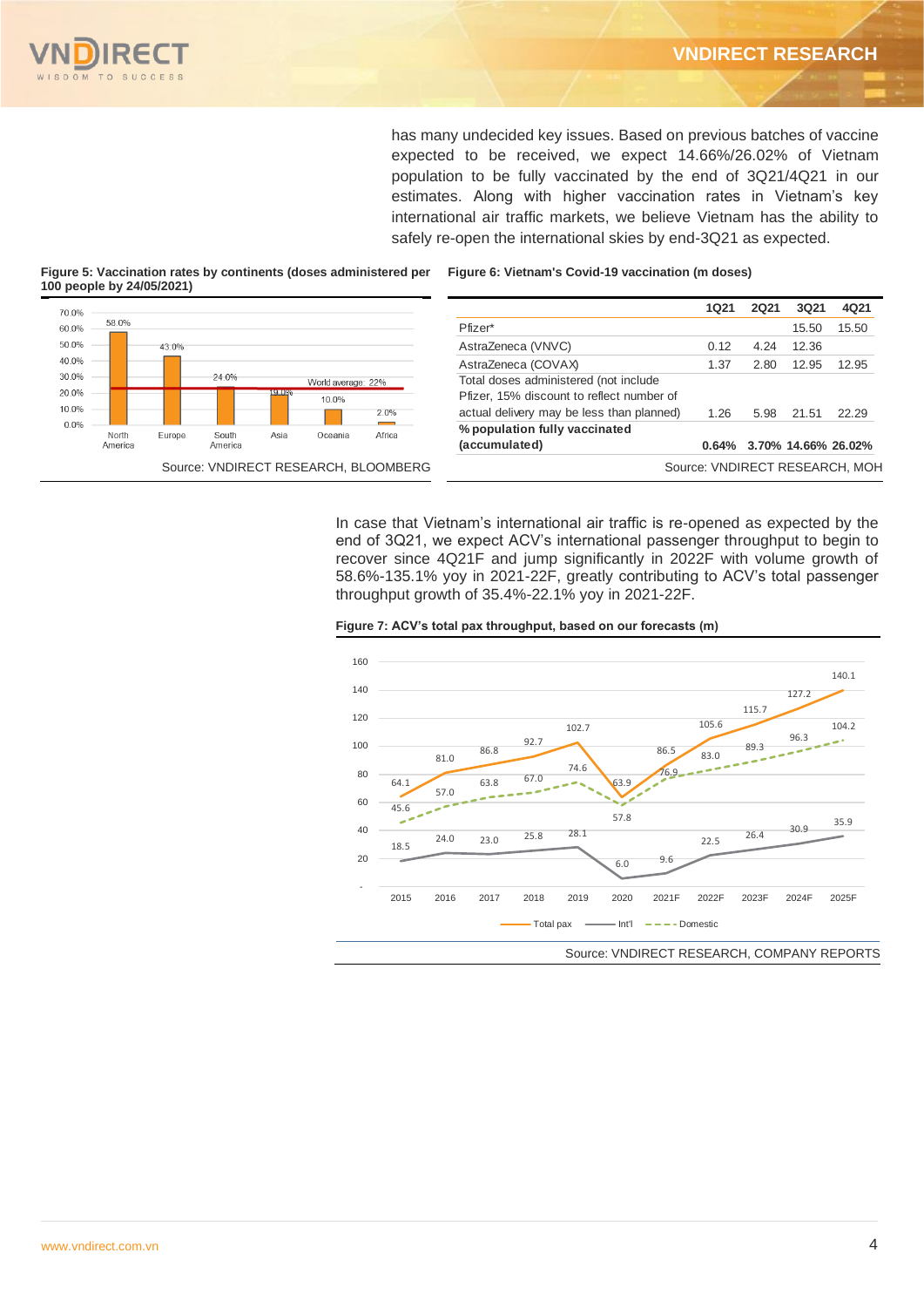has many undecided key issues. Based on previous batches of vaccine expected to be received, we expect 14.66%/26.02% of Vietnam population to be fully vaccinated by the end of 3Q21/4Q21 in our estimates. Along with higher vaccination rates in Vietnam's key international air traffic markets, we believe Vietnam has the ability to safely re-open the international skies by end-3Q21 as expected.

**Figure 5: Vaccination rates by continents (doses administered per 100 people by 24/05/2021)**

| Continent | Doses per 100 people |
|---|---|
| North America | 58.0% |
| Europe | 43.0% |
| South America | 24.0% |
| Asia | 19.0% |
| Oceania | 10.0% |
| Africa | 2.0% |
| World average | 22% |

Source: VNDIRECT RESEARCH, BLOOMBERG

**Figure 6: Vietnam's Covid-19 vaccination (m doses)**

| | 1Q21 | 2Q21 | 3Q21 | 4Q21 |
|---|---|---|---|---|
| Pfizer* | | | 15.50 | 15.50 |
| AstraZeneca (VNVC) | 0.12 | 4.24 | 12.36 | |
| AstraZeneca (COVAX) | 1.37 | 2.80 | 12.95 | 12.95 |
| Total doses administered (not include Pfizer, 15% discount to reflect number of actual delivery may be less than planned) | 1.26 | 5.98 | 21.51 | 22.29 |
| **% population fully vaccinated (accumulated)** | **0.64%** | **3.70%** | **14.66%** | **26.02%** |

Source: VNDIRECT RESEARCH, MOH

In case that Vietnam's international air traffic is re-opened as expected by the end of 3Q21, we expect ACV's international passenger throughput to begin to recover since 4Q21F and jump significantly in 2022F with volume growth of 58.6%-135.1% yoy in 2021-22F, greatly contributing to ACV's total passenger throughput growth of 35.4%-22.1% yoy in 2021-22F.

**Figure 7: ACV's total pax throughput, based on our forecasts (m)**

| | 2015 | 2016 | 2017 | 2018 | 2019 | 2020 | 2021F | 2022F | 2023F | 2024F | 2025F |
|---|---|---|---|---|---|---|---|---|---|---|---|
| Total pax | 64.1 | 81.0 | 86.8 | 92.7 | 102.7 | 63.9 | 86.5 | 105.6 | 115.7 | 127.2 | 140.1 |
| Int'l | 18.5 | 24.0 | 23.0 | 25.8 | 28.1 | 6.0 | 9.6 | 22.5 | 26.4 | 30.9 | 35.9 |
| Domestic | 45.6 | 57.0 | 63.8 | 67.0 | 74.6 | 57.8 | 76.9 | 83.0 | 89.3 | 96.3 | 104.2 |

Source: VNDIRECT RESEARCH, COMPANY REPORTS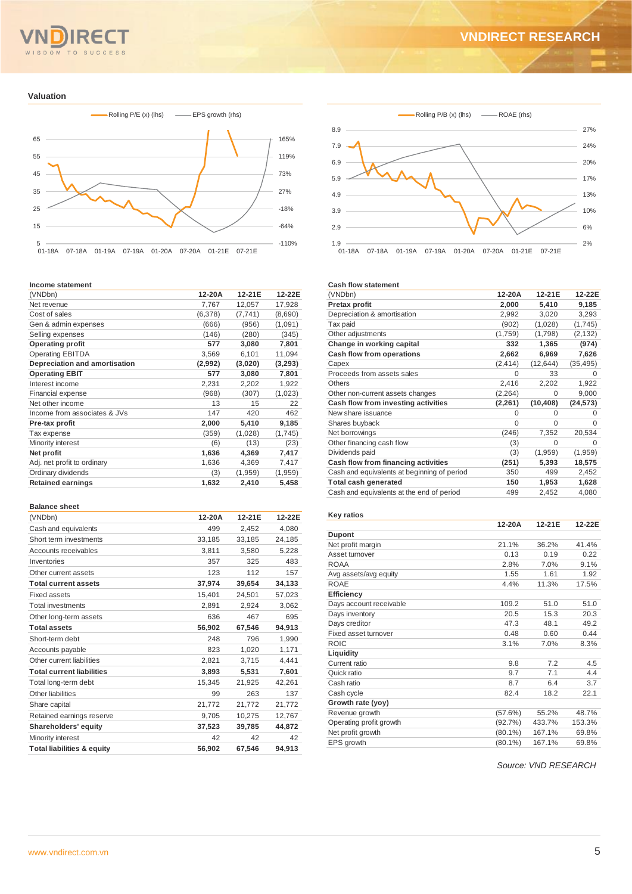## Valuation

Rolling P/E (x) (lhs) — EPS growth (rhs)

Rolling P/B (x) (lhs) — ROAE (rhs)

### Income statement

| (VNDbn) | 12-20A | 12-21E | 12-22E |
|---|---|---|---|
| Net revenue | 7,767 | 12,057 | 17,928 |
| Cost of sales | (6,378) | (7,741) | (8,690) |
| Gen & admin expenses | (666) | (956) | (1,091) |
| Selling expenses | (146) | (280) | (345) |
| **Operating profit** | **577** | **3,080** | **7,801** |
| Operating EBITDA | 3,569 | 6,101 | 11,094 |
| **Depreciation and amortisation** | **(2,992)** | **(3,020)** | **(3,293)** |
| **Operating EBIT** | **577** | **3,080** | **7,801** |
| Interest income | 2,231 | 2,202 | 1,922 |
| Financial expense | (968) | (307) | (1,023) |
| Net other income | 13 | 15 | 22 |
| Income from associates & JVs | 147 | 420 | 462 |
| **Pre-tax profit** | **2,000** | **5,410** | **9,185** |
| Tax expense | (359) | (1,028) | (1,745) |
| Minority interest | (6) | (13) | (23) |
| **Net profit** | **1,636** | **4,369** | **7,417** |
| Adj. net profit to ordinary | 1,636 | 4,369 | 7,417 |
| Ordinary dividends | (3) | (1,959) | (1,959) |
| **Retained earnings** | **1,632** | **2,410** | **5,458** |

### Balance sheet

| (VNDbn) | 12-20A | 12-21E | 12-22E |
|---|---|---|---|
| Cash and equivalents | 499 | 2,452 | 4,080 |
| Short term investments | 33,185 | 33,185 | 24,185 |
| Accounts receivables | 3,811 | 3,580 | 5,228 |
| Inventories | 357 | 325 | 483 |
| Other current assets | 123 | 112 | 157 |
| **Total current assets** | **37,974** | **39,654** | **34,133** |
| Fixed assets | 15,401 | 24,501 | 57,023 |
| Total investments | 2,891 | 2,924 | 3,062 |
| Other long-term assets | 636 | 467 | 695 |
| **Total assets** | **56,902** | **67,546** | **94,913** |
| Short-term debt | 248 | 796 | 1,990 |
| Accounts payable | 823 | 1,020 | 1,171 |
| Other current liabilities | 2,821 | 3,715 | 4,441 |
| **Total current liabilities** | **3,893** | **5,531** | **7,601** |
| Total long-term debt | 15,345 | 21,925 | 42,261 |
| Other liabilities | 99 | 263 | 137 |
| Share capital | 21,772 | 21,772 | 21,772 |
| Retained earnings reserve | 9,705 | 10,275 | 12,767 |
| **Shareholders' equity** | **37,523** | **39,785** | **44,872** |
| Minority interest | 42 | 42 | 42 |
| **Total liabilities & equity** | **56,902** | **67,546** | **94,913** |

### Cash flow statement

| (VNDbn) | 12-20A | 12-21E | 12-22E |
|---|---|---|---|
| **Pretax profit** | **2,000** | **5,410** | **9,185** |
| Depreciation & amortisation | 2,992 | 3,020 | 3,293 |
| Tax paid | (902) | (1,028) | (1,745) |
| Other adjustments | (1,759) | (1,798) | (2,132) |
| **Change in working capital** | **332** | **1,365** | **(974)** |
| **Cash flow from operations** | **2,662** | **6,969** | **7,626** |
| Capex | (2,414) | (12,644) | (35,495) |
| Proceeds from assets sales | 0 | 33 | 0 |
| Others | 2,416 | 2,202 | 1,922 |
| Other non-current assets changes | (2,264) | 0 | 9,000 |
| **Cash flow from investing activities** | **(2,261)** | **(10,408)** | **(24,573)** |
| New share issuance | 0 | 0 | 0 |
| Shares buyback | 0 | 0 | 0 |
| Net borrowings | (246) | 7,352 | 20,534 |
| Other financing cash flow | (3) | 0 | 0 |
| Dividends paid | (3) | (1,959) | (1,959) |
| **Cash flow from financing activities** | **(251)** | **5,393** | **18,575** |
| Cash and equivalents at beginning of period | 350 | 499 | 2,452 |
| **Total cash generated** | **150** | **1,953** | **1,628** |
| Cash and equivalents at the end of period | 499 | 2,452 | 4,080 |

### Key ratios

| | 12-20A | 12-21E | 12-22E |
|---|---|---|---|
| **Dupont** | | | |
| Net profit margin | 21.1% | 36.2% | 41.4% |
| Asset turnover | 0.13 | 0.19 | 0.22 |
| ROAA | 2.8% | 7.0% | 9.1% |
| Avg assets/avg equity | 1.55 | 1.61 | 1.92 |
| ROAE | 4.4% | 11.3% | 17.5% |
| **Efficiency** | | | |
| Days account receivable | 109.2 | 51.0 | 51.0 |
| Days inventory | 20.5 | 15.3 | 20.3 |
| Days creditor | 47.3 | 48.1 | 49.2 |
| Fixed asset turnover | 0.48 | 0.60 | 0.44 |
| ROIC | 3.1% | 7.0% | 8.3% |
| **Liquidity** | | | |
| Current ratio | 9.8 | 7.2 | 4.5 |
| Quick ratio | 9.7 | 7.1 | 4.4 |
| Cash ratio | 8.7 | 6.4 | 3.7 |
| Cash cycle | 82.4 | 18.2 | 22.1 |
| **Growth rate (yoy)** | | | |
| Revenue growth | (57.6%) | 55.2% | 48.7% |
| Operating profit growth | (92.7%) | 433.7% | 153.3% |
| Net profit growth | (80.1%) | 167.1% | 69.8% |
| EPS growth | (80.1%) | 167.1% | 69.8% |

*Source: VND RESEARCH*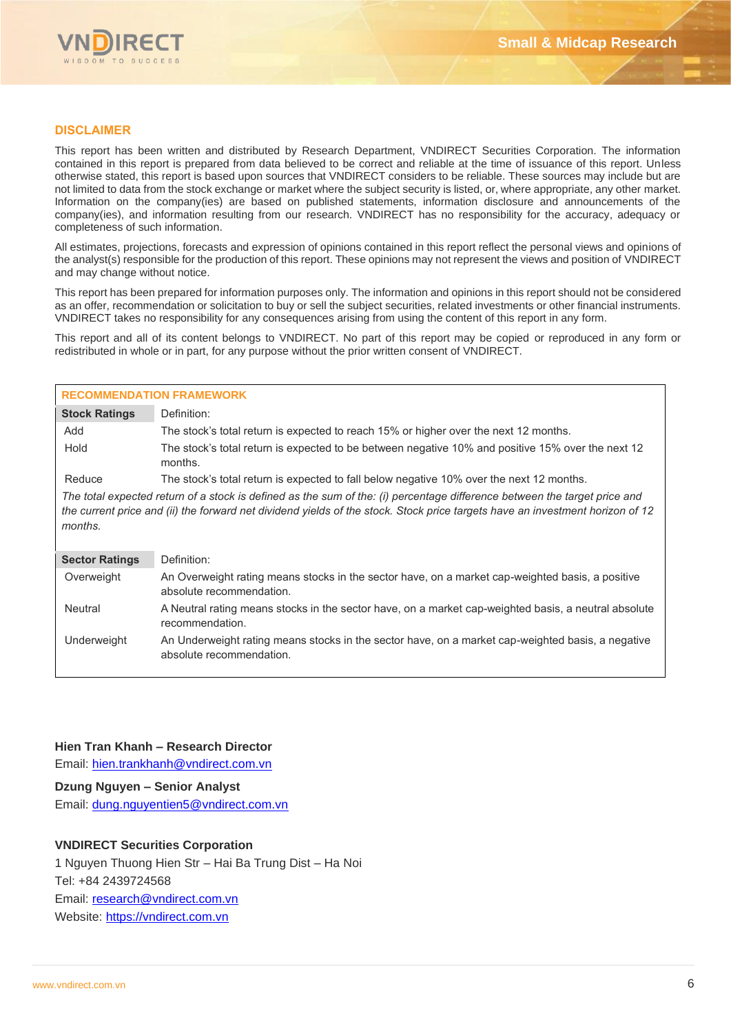## DISCLAIMER

This report has been written and distributed by Research Department, VNDIRECT Securities Corporation. The information contained in this report is prepared from data believed to be correct and reliable at the time of issuance of this report. Unless otherwise stated, this report is based upon sources that VNDIRECT considers to be reliable. These sources may include but are not limited to data from the stock exchange or market where the subject security is listed, or, where appropriate, any other market. Information on the company(ies) are based on published statements, information disclosure and announcements of the company(ies), and information resulting from our research. VNDIRECT has no responsibility for the accuracy, adequacy or completeness of such information.

All estimates, projections, forecasts and expression of opinions contained in this report reflect the personal views and opinions of the analyst(s) responsible for the production of this report. These opinions may not represent the views and position of VNDIRECT and may change without notice.

This report has been prepared for information purposes only. The information and opinions in this report should not be considered as an offer, recommendation or solicitation to buy or sell the subject securities, related investments or other financial instruments. VNDIRECT takes no responsibility for any consequences arising from using the content of this report in any form.

This report and all of its content belongs to VNDIRECT. No part of this report may be copied or reproduced in any form or redistributed in whole or in part, for any purpose without the prior written consent of VNDIRECT.

### RECOMMENDATION FRAMEWORK

| **Stock Ratings** | Definition: |
|---|---|
| Add | The stock's total return is expected to reach 15% or higher over the next 12 months. |
| Hold | The stock's total return is expected to be between negative 10% and positive 15% over the next 12 months. |
| Reduce | The stock's total return is expected to fall below negative 10% over the next 12 months. |

*The total expected return of a stock is defined as the sum of the: (i) percentage difference between the target price and the current price and (ii) the forward net dividend yields of the stock. Stock price targets have an investment horizon of 12 months.*

| **Sector Ratings** | Definition: |
|---|---|
| Overweight | An Overweight rating means stocks in the sector have, on a market cap-weighted basis, a positive absolute recommendation. |
| Neutral | A Neutral rating means stocks in the sector have, on a market cap-weighted basis, a neutral absolute recommendation. |
| Underweight | An Underweight rating means stocks in the sector have, on a market cap-weighted basis, a negative absolute recommendation. |

**Hien Tran Khanh – Research Director**
Email: hien.trankhanh@vndirect.com.vn

**Dzung Nguyen – Senior Analyst**
Email: dung.nguyentien5@vndirect.com.vn

**VNDIRECT Securities Corporation**
1 Nguyen Thuong Hien Str – Hai Ba Trung Dist – Ha Noi
Tel: +84 2439724568
Email: research@vndirect.com.vn
Website: https://vndirect.com.vn